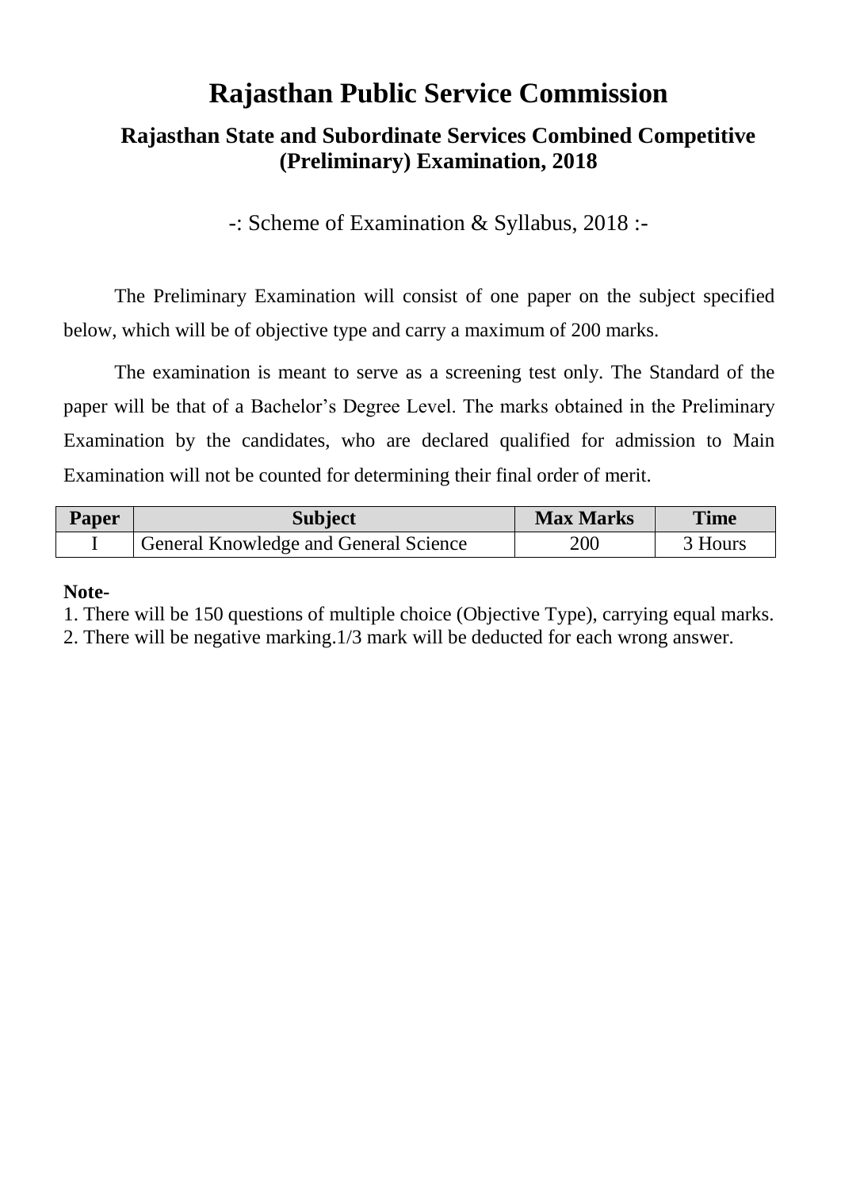# Rajasthan Public Service Commission

## Rajasthan State and Subordinate Services Combined Competitive (Preliminary) Examination, 2018

-: Scheme of Examination & Syllabus, 2018 :-

The Preliminary Examination will consist of one paper on the subject specified below, which will be of objective type and carry a maximum of 200 marks.

The examination is meant to serve as a screening test only. The Standard of the paper will be that of a Bachelor's Degree Level. The marks obtained in the Preliminary Examination by the candidates, who are declared qualified for admission to Main Examination will not be counted for determining their final order of merit.

| Paper | Subject | Max Marks | Time |
|---|---|---|---|
| I | General Knowledge and General Science | 200 | 3 Hours |

**Note-**

1. There will be 150 questions of multiple choice (Objective Type), carrying equal marks.
2. There will be negative marking.1/3 mark will be deducted for each wrong answer.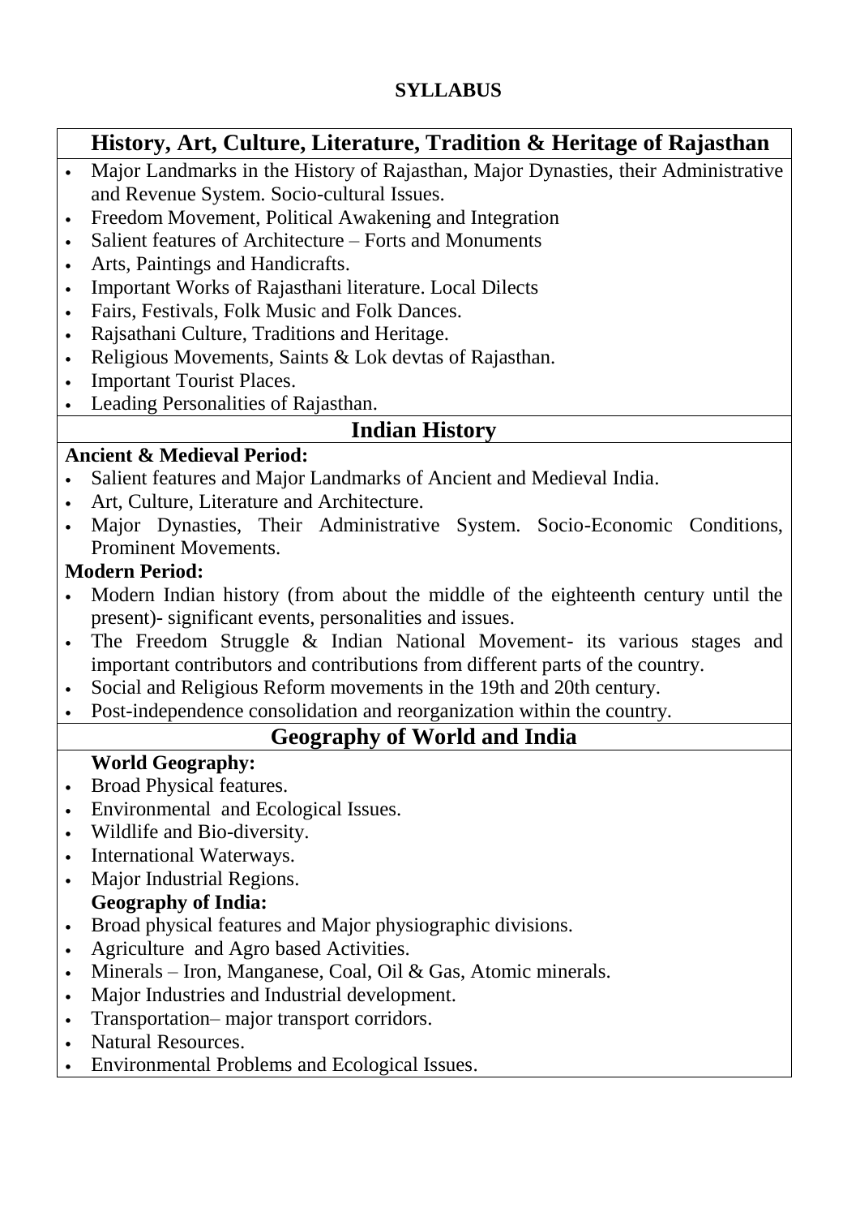# SYLLABUS

## History, Art, Culture, Literature, Tradition & Heritage of Rajasthan

- Major Landmarks in the History of Rajasthan, Major Dynasties, their Administrative and Revenue System. Socio-cultural Issues.
- Freedom Movement, Political Awakening and Integration
- Salient features of Architecture – Forts and Monuments
- Arts, Paintings and Handicrafts.
- Important Works of Rajasthani literature. Local Dilects
- Fairs, Festivals, Folk Music and Folk Dances.
- Rajsathani Culture, Traditions and Heritage.
- Religious Movements, Saints & Lok devtas of Rajasthan.
- Important Tourist Places.
- Leading Personalities of Rajasthan.

## Indian History

**Ancient & Medieval Period:**

- Salient features and Major Landmarks of Ancient and Medieval India.
- Art, Culture, Literature and Architecture.
- Major Dynasties, Their Administrative System. Socio-Economic Conditions, Prominent Movements.

**Modern Period:**

- Modern Indian history (from about the middle of the eighteenth century until the present)- significant events, personalities and issues.
- The Freedom Struggle & Indian National Movement- its various stages and important contributors and contributions from different parts of the country.
- Social and Religious Reform movements in the 19th and 20th century.
- Post-independence consolidation and reorganization within the country.

## Geography of World and India

**World Geography:**

- Broad Physical features.
- Environmental and Ecological Issues.
- Wildlife and Bio-diversity.
- International Waterways.
- Major Industrial Regions.

**Geography of India:**

- Broad physical features and Major physiographic divisions.
- Agriculture and Agro based Activities.
- Minerals – Iron, Manganese, Coal, Oil & Gas, Atomic minerals.
- Major Industries and Industrial development.
- Transportation– major transport corridors.
- Natural Resources.
- Environmental Problems and Ecological Issues.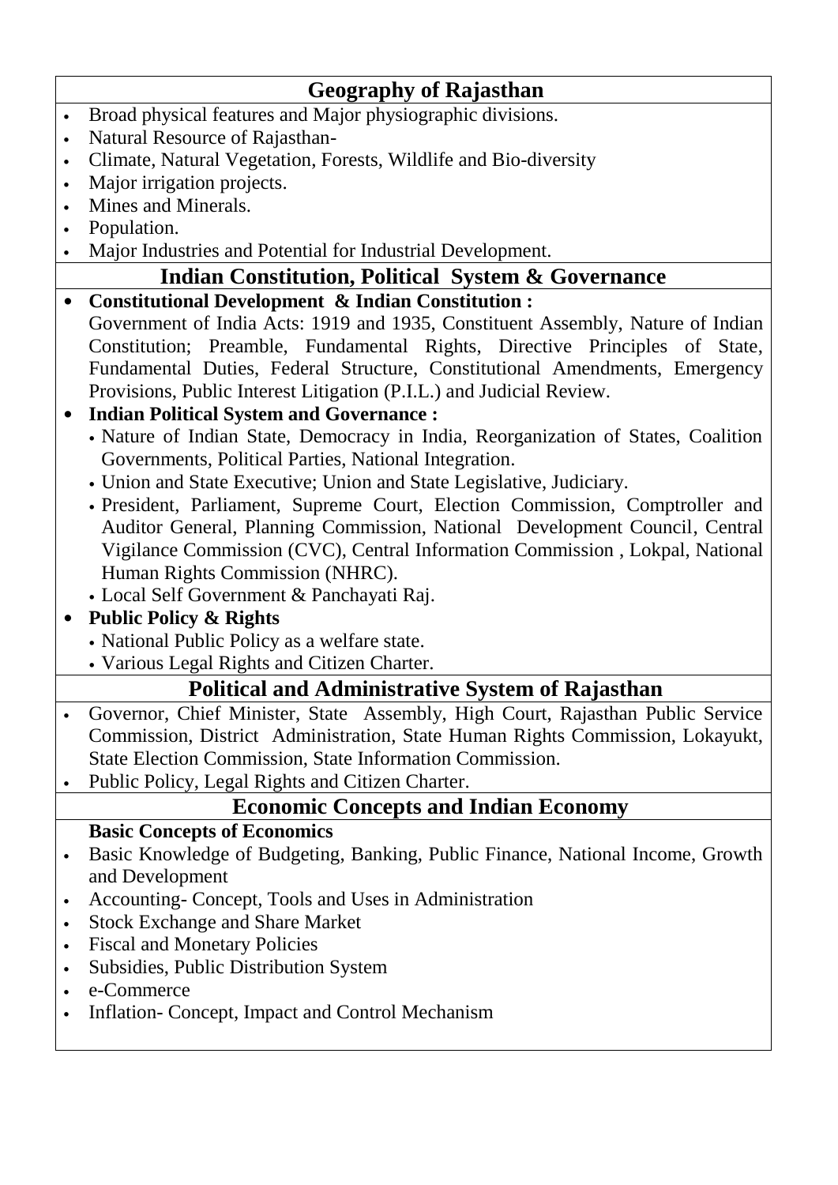## Geography of Rajasthan

- Broad physical features and Major physiographic divisions.
- Natural Resource of Rajasthan-
- Climate, Natural Vegetation, Forests, Wildlife and Bio-diversity
- Major irrigation projects.
- Mines and Minerals.
- Population.
- Major Industries and Potential for Industrial Development.

## Indian Constitution, Political System & Governance

- **Constitutional Development & Indian Constitution :**
  Government of India Acts: 1919 and 1935, Constituent Assembly, Nature of Indian Constitution; Preamble, Fundamental Rights, Directive Principles of State, Fundamental Duties, Federal Structure, Constitutional Amendments, Emergency Provisions, Public Interest Litigation (P.I.L.) and Judicial Review.
- **Indian Political System and Governance :**
  - Nature of Indian State, Democracy in India, Reorganization of States, Coalition Governments, Political Parties, National Integration.
  - Union and State Executive; Union and State Legislative, Judiciary.
  - President, Parliament, Supreme Court, Election Commission, Comptroller and Auditor General, Planning Commission, National Development Council, Central Vigilance Commission (CVC), Central Information Commission , Lokpal, National Human Rights Commission (NHRC).
  - Local Self Government & Panchayati Raj.
- **Public Policy & Rights**
  - National Public Policy as a welfare state.
  - Various Legal Rights and Citizen Charter.

## Political and Administrative System of Rajasthan

- Governor, Chief Minister, State Assembly, High Court, Rajasthan Public Service Commission, District Administration, State Human Rights Commission, Lokayukt, State Election Commission, State Information Commission.
- Public Policy, Legal Rights and Citizen Charter.

## Economic Concepts and Indian Economy

**Basic Concepts of Economics**

- Basic Knowledge of Budgeting, Banking, Public Finance, National Income, Growth and Development
- Accounting- Concept, Tools and Uses in Administration
- Stock Exchange and Share Market
- Fiscal and Monetary Policies
- Subsidies, Public Distribution System
- e-Commerce
- Inflation- Concept, Impact and Control Mechanism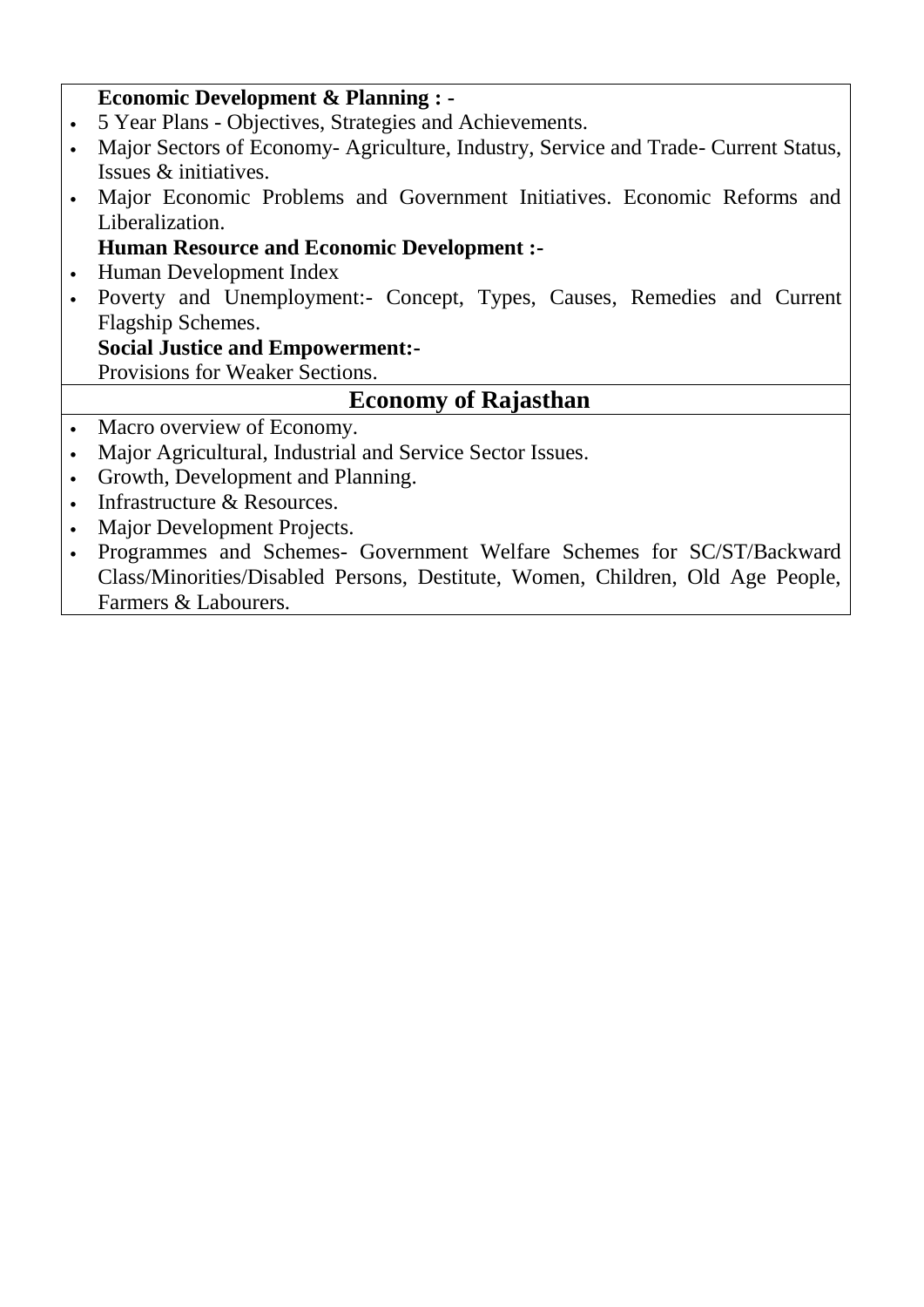**Economic Development & Planning : -**

- 5 Year Plans - Objectives, Strategies and Achievements.
- Major Sectors of Economy- Agriculture, Industry, Service and Trade- Current Status, Issues & initiatives.
- Major Economic Problems and Government Initiatives. Economic Reforms and Liberalization.

**Human Resource and Economic Development :-**

- Human Development Index
- Poverty and Unemployment:- Concept, Types, Causes, Remedies and Current Flagship Schemes.

**Social Justice and Empowerment:-**

Provisions for Weaker Sections.

## Economy of Rajasthan

- Macro overview of Economy.
- Major Agricultural, Industrial and Service Sector Issues.
- Growth, Development and Planning.
- Infrastructure & Resources.
- Major Development Projects.
- Programmes and Schemes- Government Welfare Schemes for SC/ST/Backward Class/Minorities/Disabled Persons, Destitute, Women, Children, Old Age People, Farmers & Labourers.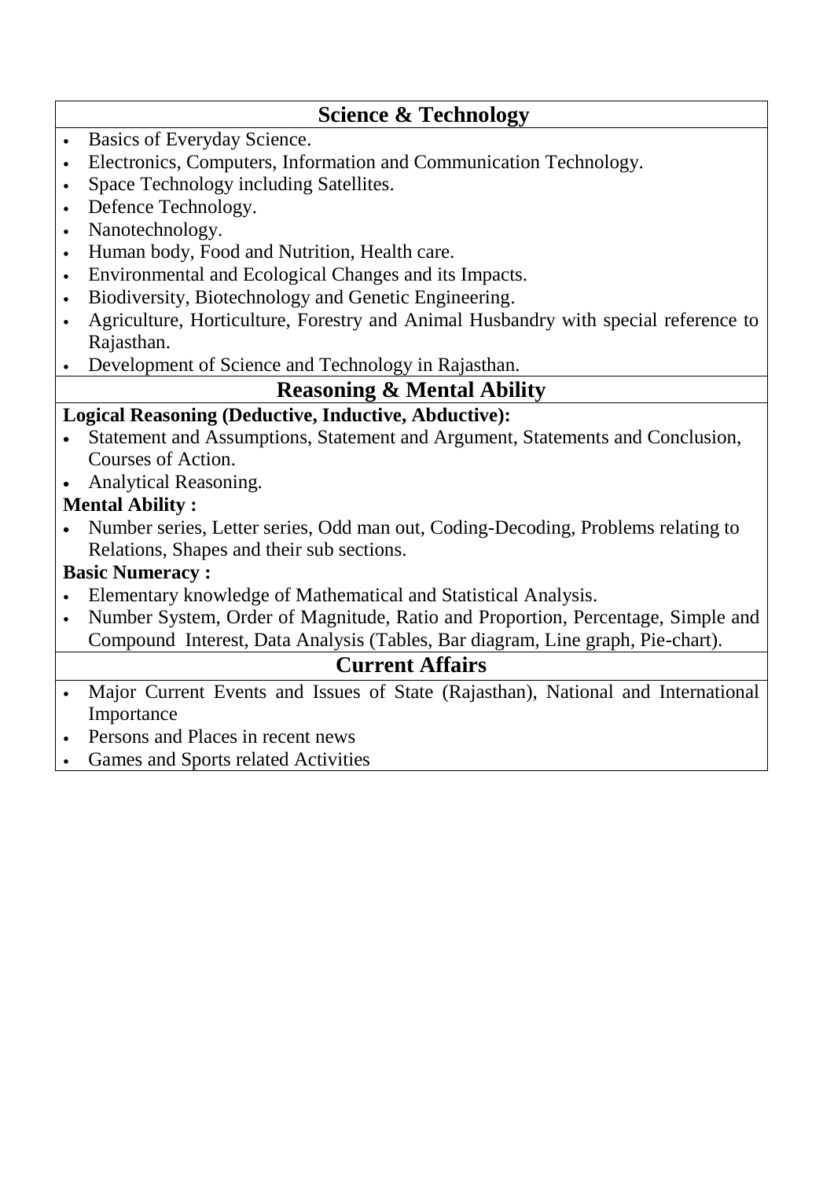## Science & Technology

- Basics of Everyday Science.
- Electronics, Computers, Information and Communication Technology.
- Space Technology including Satellites.
- Defence Technology.
- Nanotechnology.
- Human body, Food and Nutrition, Health care.
- Environmental and Ecological Changes and its Impacts.
- Biodiversity, Biotechnology and Genetic Engineering.
- Agriculture, Horticulture, Forestry and Animal Husbandry with special reference to Rajasthan.
- Development of Science and Technology in Rajasthan.

## Reasoning & Mental Ability

**Logical Reasoning (Deductive, Inductive, Abductive):**

- Statement and Assumptions, Statement and Argument, Statements and Conclusion, Courses of Action.
- Analytical Reasoning.

**Mental Ability :**

- Number series, Letter series, Odd man out, Coding-Decoding, Problems relating to Relations, Shapes and their sub sections.

**Basic Numeracy :**

- Elementary knowledge of Mathematical and Statistical Analysis.
- Number System, Order of Magnitude, Ratio and Proportion, Percentage, Simple and Compound Interest, Data Analysis (Tables, Bar diagram, Line graph, Pie-chart).

## Current Affairs

- Major Current Events and Issues of State (Rajasthan), National and International Importance
- Persons and Places in recent news
- Games and Sports related Activities